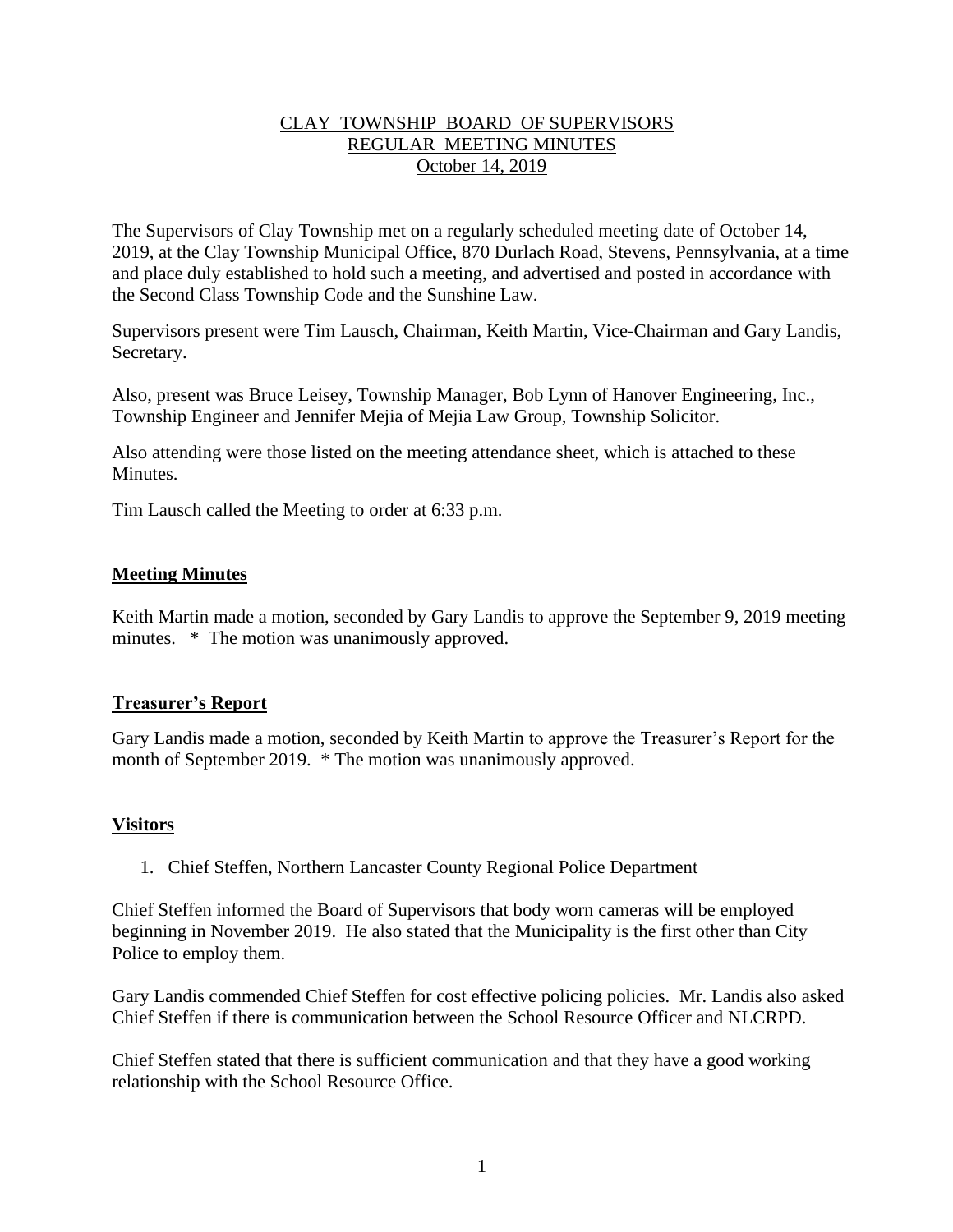# CLAY TOWNSHIP BOARD OF SUPERVISORS
## REGULAR MEETING MINUTES
### October 14, 2019

The Supervisors of Clay Township met on a regularly scheduled meeting date of October 14, 2019, at the Clay Township Municipal Office, 870 Durlach Road, Stevens, Pennsylvania, at a time and place duly established to hold such a meeting, and advertised and posted in accordance with the Second Class Township Code and the Sunshine Law.

Supervisors present were Tim Lausch, Chairman, Keith Martin, Vice-Chairman and Gary Landis, Secretary.

Also, present was Bruce Leisey, Township Manager, Bob Lynn of Hanover Engineering, Inc., Township Engineer and Jennifer Mejia of Mejia Law Group, Township Solicitor.

Also attending were those listed on the meeting attendance sheet, which is attached to these Minutes.

Tim Lausch called the Meeting to order at 6:33 p.m.

**Meeting Minutes**

Keith Martin made a motion, seconded by Gary Landis to approve the September 9, 2019 meeting minutes. * The motion was unanimously approved.

**Treasurer's Report**

Gary Landis made a motion, seconded by Keith Martin to approve the Treasurer's Report for the month of September 2019. * The motion was unanimously approved.

**Visitors**

1. Chief Steffen, Northern Lancaster County Regional Police Department

Chief Steffen informed the Board of Supervisors that body worn cameras will be employed beginning in November 2019. He also stated that the Municipality is the first other than City Police to employ them.

Gary Landis commended Chief Steffen for cost effective policing policies. Mr. Landis also asked Chief Steffen if there is communication between the School Resource Officer and NLCRPD.

Chief Steffen stated that there is sufficient communication and that they have a good working relationship with the School Resource Office.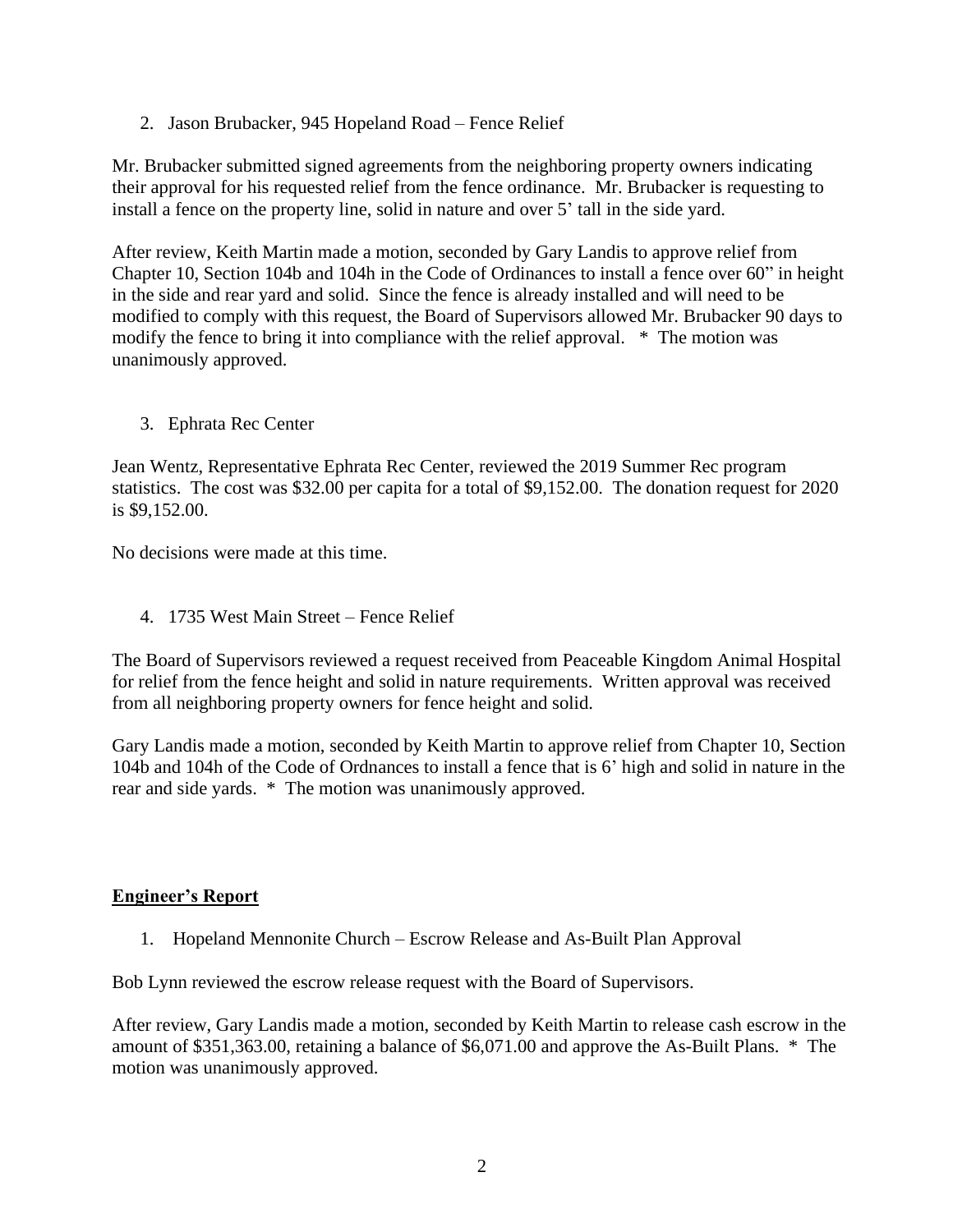2. Jason Brubacker, 945 Hopeland Road – Fence Relief

Mr. Brubacker submitted signed agreements from the neighboring property owners indicating their approval for his requested relief from the fence ordinance. Mr. Brubacker is requesting to install a fence on the property line, solid in nature and over 5' tall in the side yard.

After review, Keith Martin made a motion, seconded by Gary Landis to approve relief from Chapter 10, Section 104b and 104h in the Code of Ordinances to install a fence over 60" in height in the side and rear yard and solid. Since the fence is already installed and will need to be modified to comply with this request, the Board of Supervisors allowed Mr. Brubacker 90 days to modify the fence to bring it into compliance with the relief approval. * The motion was unanimously approved.

3. Ephrata Rec Center

Jean Wentz, Representative Ephrata Rec Center, reviewed the 2019 Summer Rec program statistics. The cost was $32.00 per capita for a total of $9,152.00. The donation request for 2020 is $9,152.00.

No decisions were made at this time.

4. 1735 West Main Street – Fence Relief

The Board of Supervisors reviewed a request received from Peaceable Kingdom Animal Hospital for relief from the fence height and solid in nature requirements. Written approval was received from all neighboring property owners for fence height and solid.

Gary Landis made a motion, seconded by Keith Martin to approve relief from Chapter 10, Section 104b and 104h of the Code of Ordnances to install a fence that is 6' high and solid in nature in the rear and side yards. * The motion was unanimously approved.

## **Engineer's Report**

1. Hopeland Mennonite Church – Escrow Release and As-Built Plan Approval

Bob Lynn reviewed the escrow release request with the Board of Supervisors.

After review, Gary Landis made a motion, seconded by Keith Martin to release cash escrow in the amount of $351,363.00, retaining a balance of $6,071.00 and approve the As-Built Plans. * The motion was unanimously approved.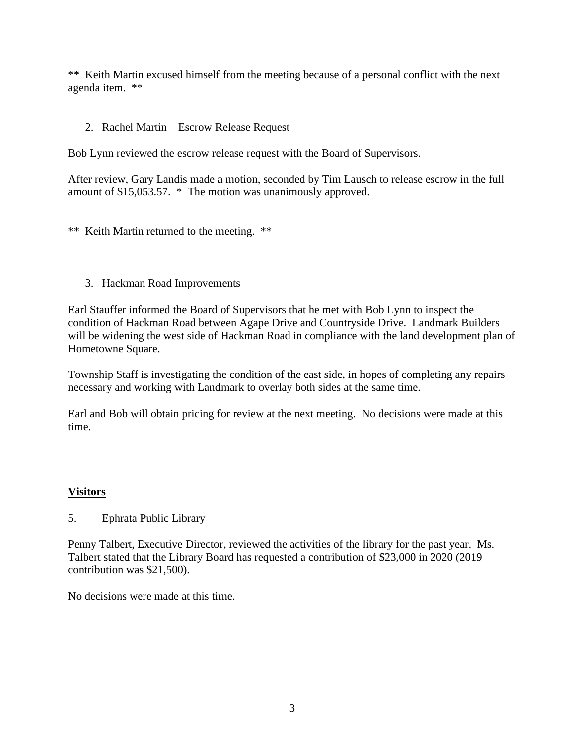** Keith Martin excused himself from the meeting because of a personal conflict with the next agenda item. **

2. Rachel Martin – Escrow Release Request

Bob Lynn reviewed the escrow release request with the Board of Supervisors.

After review, Gary Landis made a motion, seconded by Tim Lausch to release escrow in the full amount of $15,053.57. * The motion was unanimously approved.

** Keith Martin returned to the meeting. **

3. Hackman Road Improvements

Earl Stauffer informed the Board of Supervisors that he met with Bob Lynn to inspect the condition of Hackman Road between Agape Drive and Countryside Drive. Landmark Builders will be widening the west side of Hackman Road in compliance with the land development plan of Hometowne Square.

Township Staff is investigating the condition of the east side, in hopes of completing any repairs necessary and working with Landmark to overlay both sides at the same time.

Earl and Bob will obtain pricing for review at the next meeting. No decisions were made at this time.

**<u>Visitors</u>**

5. Ephrata Public Library

Penny Talbert, Executive Director, reviewed the activities of the library for the past year. Ms. Talbert stated that the Library Board has requested a contribution of $23,000 in 2020 (2019 contribution was $21,500).

No decisions were made at this time.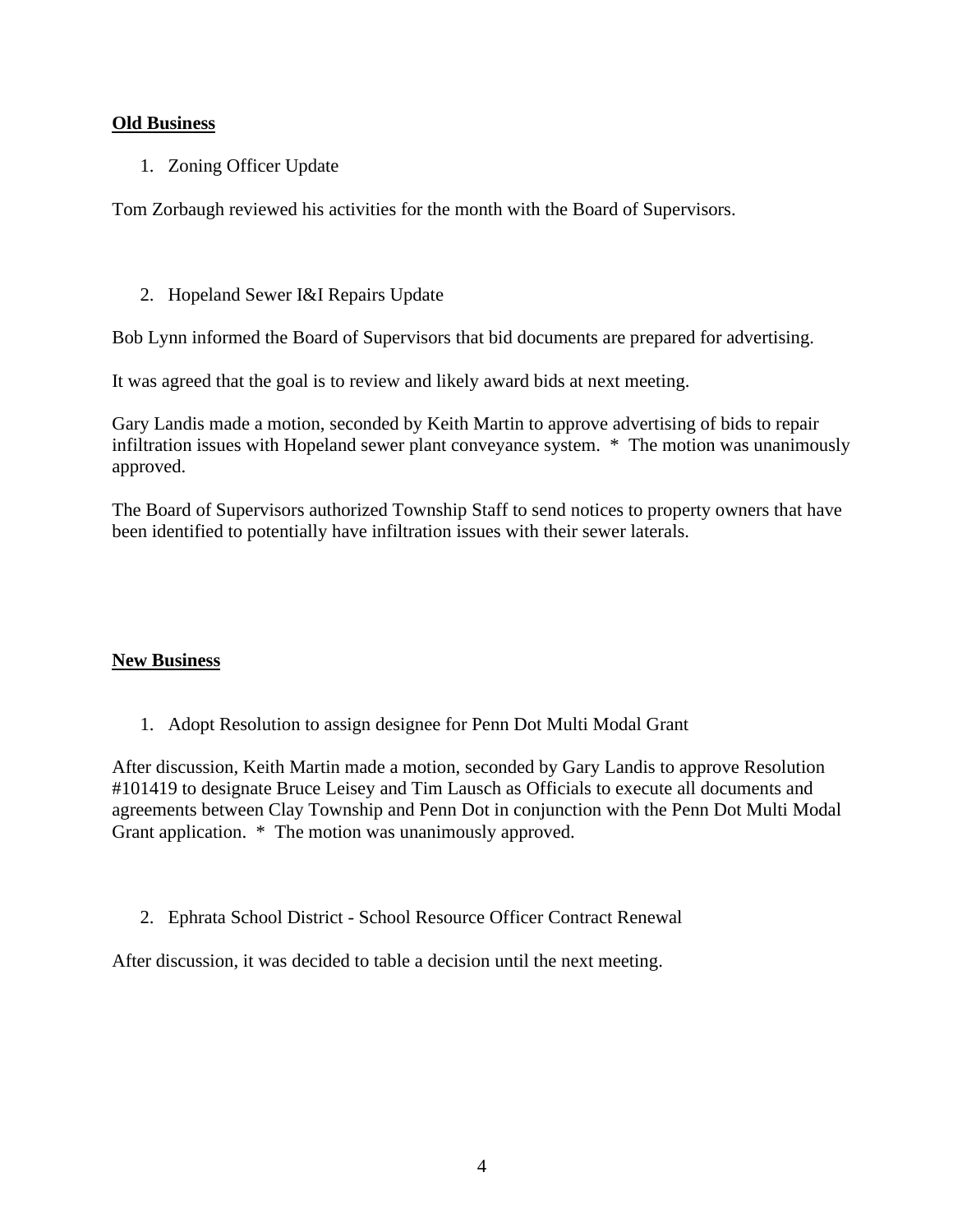**Old Business**

1. Zoning Officer Update

Tom Zorbaugh reviewed his activities for the month with the Board of Supervisors.

2. Hopeland Sewer I&I Repairs Update

Bob Lynn informed the Board of Supervisors that bid documents are prepared for advertising.

It was agreed that the goal is to review and likely award bids at next meeting.

Gary Landis made a motion, seconded by Keith Martin to approve advertising of bids to repair infiltration issues with Hopeland sewer plant conveyance system. * The motion was unanimously approved.

The Board of Supervisors authorized Township Staff to send notices to property owners that have been identified to potentially have infiltration issues with their sewer laterals.

**New Business**

1. Adopt Resolution to assign designee for Penn Dot Multi Modal Grant

After discussion, Keith Martin made a motion, seconded by Gary Landis to approve Resolution #101419 to designate Bruce Leisey and Tim Lausch as Officials to execute all documents and agreements between Clay Township and Penn Dot in conjunction with the Penn Dot Multi Modal Grant application. * The motion was unanimously approved.

2. Ephrata School District - School Resource Officer Contract Renewal

After discussion, it was decided to table a decision until the next meeting.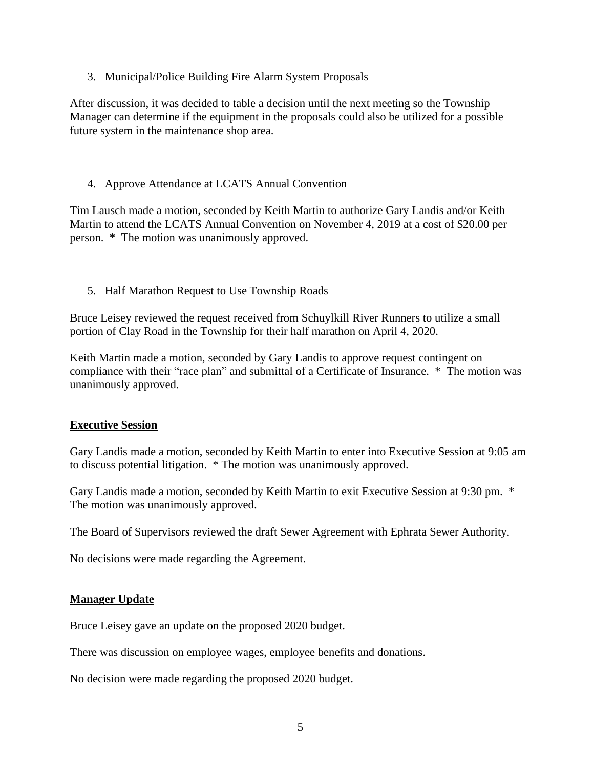3. Municipal/Police Building Fire Alarm System Proposals

After discussion, it was decided to table a decision until the next meeting so the Township Manager can determine if the equipment in the proposals could also be utilized for a possible future system in the maintenance shop area.

4. Approve Attendance at LCATS Annual Convention

Tim Lausch made a motion, seconded by Keith Martin to authorize Gary Landis and/or Keith Martin to attend the LCATS Annual Convention on November 4, 2019 at a cost of $20.00 per person. * The motion was unanimously approved.

5. Half Marathon Request to Use Township Roads

Bruce Leisey reviewed the request received from Schuylkill River Runners to utilize a small portion of Clay Road in the Township for their half marathon on April 4, 2020.

Keith Martin made a motion, seconded by Gary Landis to approve request contingent on compliance with their "race plan" and submittal of a Certificate of Insurance. * The motion was unanimously approved.

**Executive Session**

Gary Landis made a motion, seconded by Keith Martin to enter into Executive Session at 9:05 am to discuss potential litigation. * The motion was unanimously approved.

Gary Landis made a motion, seconded by Keith Martin to exit Executive Session at 9:30 pm. * The motion was unanimously approved.

The Board of Supervisors reviewed the draft Sewer Agreement with Ephrata Sewer Authority.

No decisions were made regarding the Agreement.

**Manager Update**

Bruce Leisey gave an update on the proposed 2020 budget.

There was discussion on employee wages, employee benefits and donations.

No decision were made regarding the proposed 2020 budget.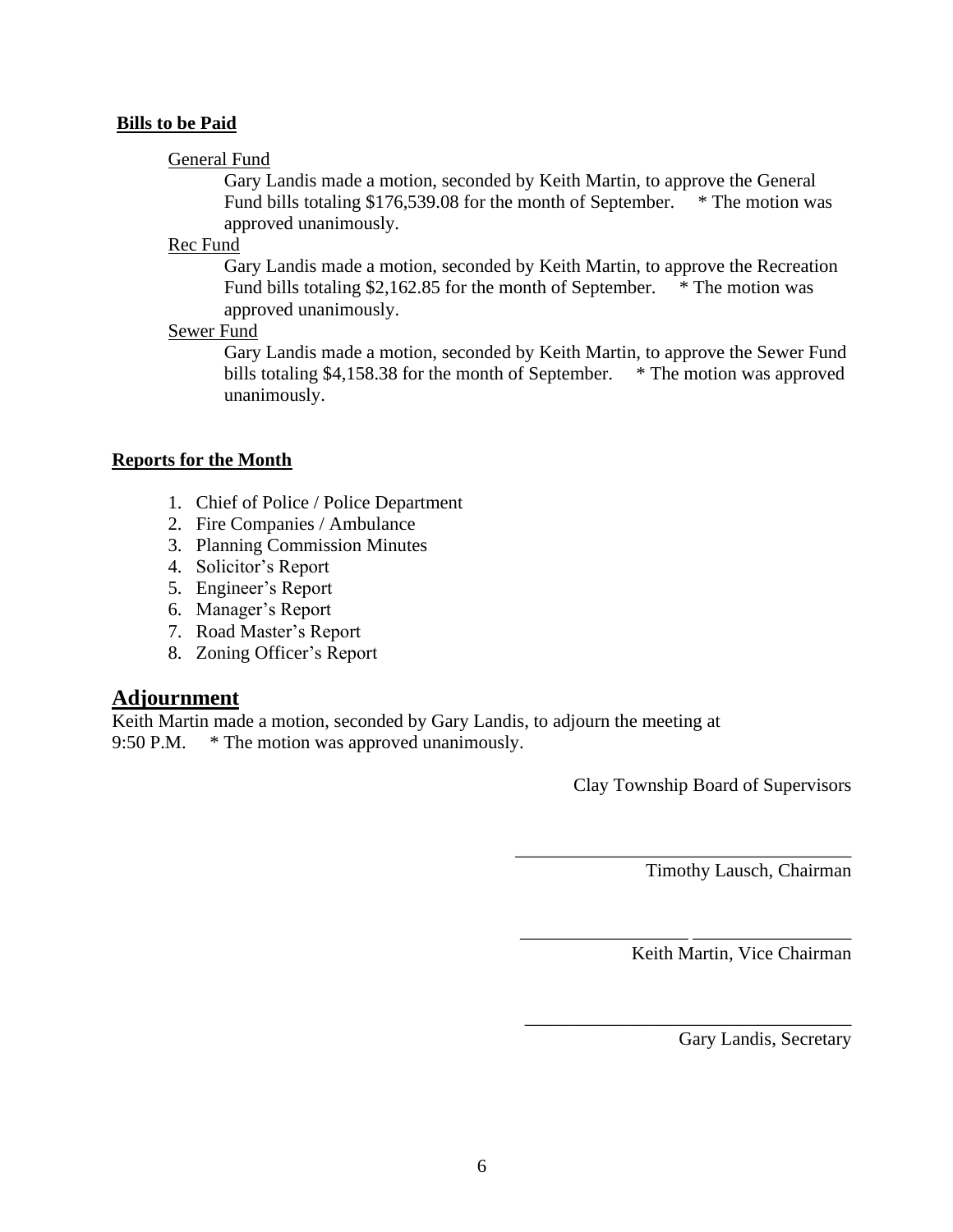**Bills to be Paid**

General Fund

Gary Landis made a motion, seconded by Keith Martin, to approve the General Fund bills totaling $176,539.08 for the month of September. * The motion was approved unanimously.

Rec Fund

Gary Landis made a motion, seconded by Keith Martin, to approve the Recreation Fund bills totaling $2,162.85 for the month of September. * The motion was approved unanimously.

Sewer Fund

Gary Landis made a motion, seconded by Keith Martin, to approve the Sewer Fund bills totaling $4,158.38 for the month of September. * The motion was approved unanimously.

**Reports for the Month**

1. Chief of Police / Police Department
2. Fire Companies / Ambulance
3. Planning Commission Minutes
4. Solicitor's Report
5. Engineer's Report
6. Manager's Report
7. Road Master's Report
8. Zoning Officer's Report

## Adjournment

Keith Martin made a motion, seconded by Gary Landis, to adjourn the meeting at 9:50 P.M. * The motion was approved unanimously.

Clay Township Board of Supervisors

_____________________________________
Timothy Lausch, Chairman

_____________________________________
Keith Martin, Vice Chairman

_____________________________________
Gary Landis, Secretary